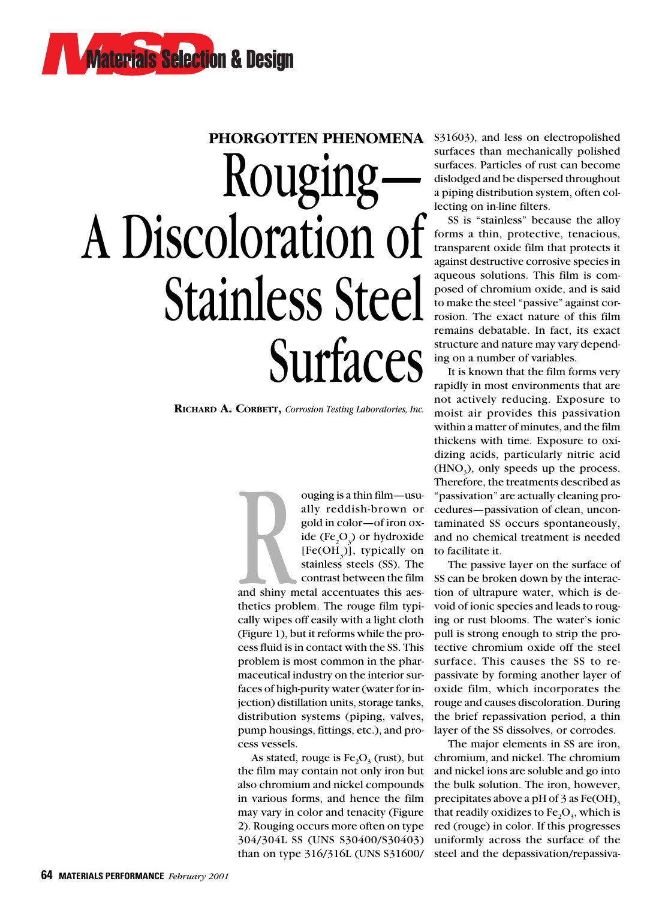## PHORGOTTEN PHENOMENA

# Rouging—A Discoloration of Stainless Steel Surfaces

**RICHARD A. CORBETT,** *Corrosion Testing Laboratories, Inc.*

Rouging is a thin film—usually reddish-brown or gold in color—of iron oxide ($Fe_2O_3$) or hydroxide [$Fe(OH_3)$], typically on stainless steels (SS). The contrast between the film and shiny metal accentuates this aesthetics problem. The rouge film typically wipes off easily with a light cloth (Figure 1), but it reforms while the process fluid is in contact with the SS. This problem is most common in the pharmaceutical industry on the interior surfaces of high-purity water (water for injection) distillation units, storage tanks, distribution systems (piping, valves, pump housings, fittings, etc.), and process vessels.

As stated, rouge is $Fe_2O_3$ (rust), but the film may contain not only iron but also chromium and nickel compounds in various forms, and hence the film may vary in color and tenacity (Figure 2). Rouging occurs more often on type 304/304L SS (UNS S30400/S30403) than on type 316/316L (UNS S31600/S31603), and less on electropolished surfaces than mechanically polished surfaces. Particles of rust can become dislodged and be dispersed throughout a piping distribution system, often collecting on in-line filters.

SS is "stainless" because the alloy forms a thin, protective, tenacious, transparent oxide film that protects it against destructive corrosive species in aqueous solutions. This film is composed of chromium oxide, and is said to make the steel "passive" against corrosion. The exact nature of this film remains debatable. In fact, its exact structure and nature may vary depending on a number of variables.

It is known that the film forms very rapidly in most environments that are not actively reducing. Exposure to moist air provides this passivation within a matter of minutes, and the film thickens with time. Exposure to oxidizing acids, particularly nitric acid ($HNO_3$), only speeds up the process. Therefore, the treatments described as "passivation" are actually cleaning procedures—passivation of clean, uncontaminated SS occurs spontaneously, and no chemical treatment is needed to facilitate it.

The passive layer on the surface of SS can be broken down by the interaction of ultrapure water, which is devoid of ionic species and leads to rouging or rust blooms. The water's ionic pull is strong enough to strip the protective chromium oxide off the steel surface. This causes the SS to repassivate by forming another layer of oxide film, which incorporates the rouge and causes discoloration. During the brief repassivation period, a thin layer of the SS dissolves, or corrodes.

The major elements in SS are iron, chromium, and nickel. The chromium and nickel ions are soluble and go into the bulk solution. The iron, however, precipitates above a pH of 3 as $Fe(OH)_3$ that readily oxidizes to $Fe_2O_3$, which is red (rouge) in color. If this progresses uniformly across the surface of the steel and the depassivation/repassiva-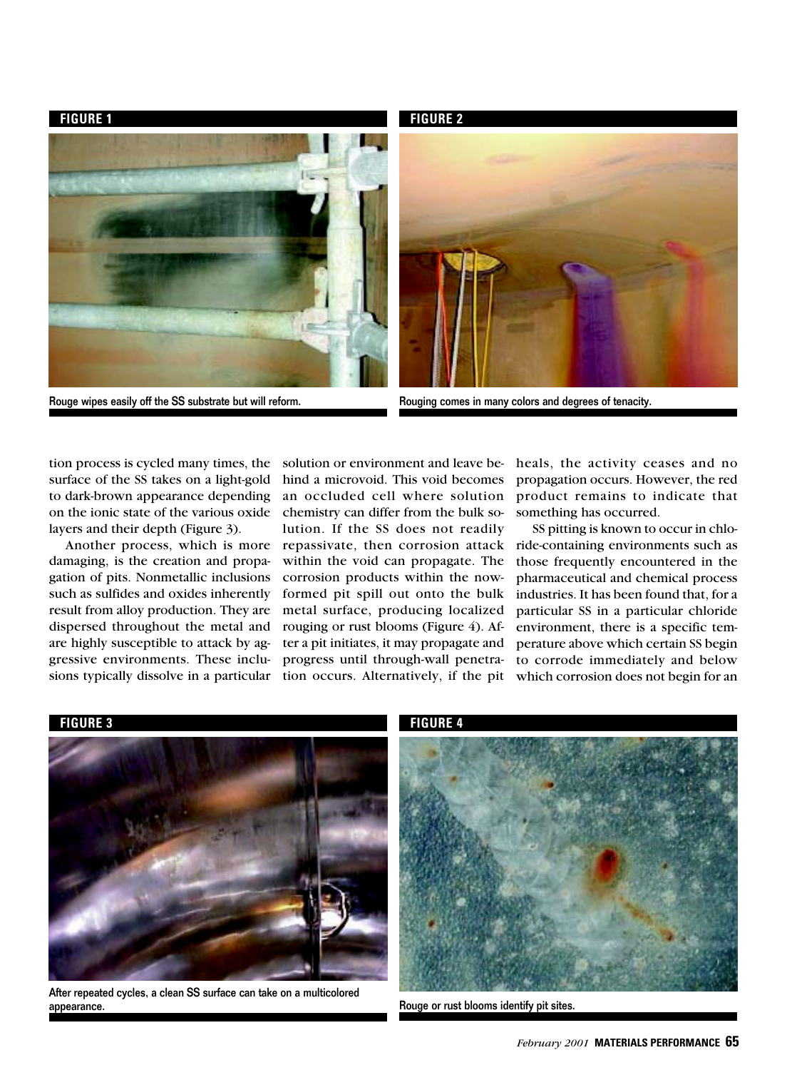**FIGURE 1**

Rouge wipes easily off the SS substrate but will reform.

**FIGURE 2**

Rouging comes in many colors and degrees of tenacity.

tion process is cycled many times, the surface of the SS takes on a light-gold to dark-brown appearance depending on the ionic state of the various oxide layers and their depth (Figure 3).

Another process, which is more damaging, is the creation and propagation of pits. Nonmetallic inclusions such as sulfides and oxides inherently result from alloy production. They are dispersed throughout the metal and are highly susceptible to attack by aggressive environments. These inclusions typically dissolve in a particular solution or environment and leave behind a microvoid. This void becomes an occluded cell where solution chemistry can differ from the bulk solution. If the SS does not readily repassivate, then corrosion attack within the void can propagate. The corrosion products within the now-formed pit spill out onto the bulk metal surface, producing localized rouging or rust blooms (Figure 4). After a pit initiates, it may propagate and progress until through-wall penetration occurs. Alternatively, if the pit heals, the activity ceases and no propagation occurs. However, the red product remains to indicate that something has occurred.

SS pitting is known to occur in chloride-containing environments such as those frequently encountered in the pharmaceutical and chemical process industries. It has been found that, for a particular SS in a particular chloride environment, there is a specific temperature above which certain SS begin to corrode immediately and below which corrosion does not begin for an

**FIGURE 3**

After repeated cycles, a clean SS surface can take on a multicolored appearance.

**FIGURE 4**

Rouge or rust blooms identify pit sites.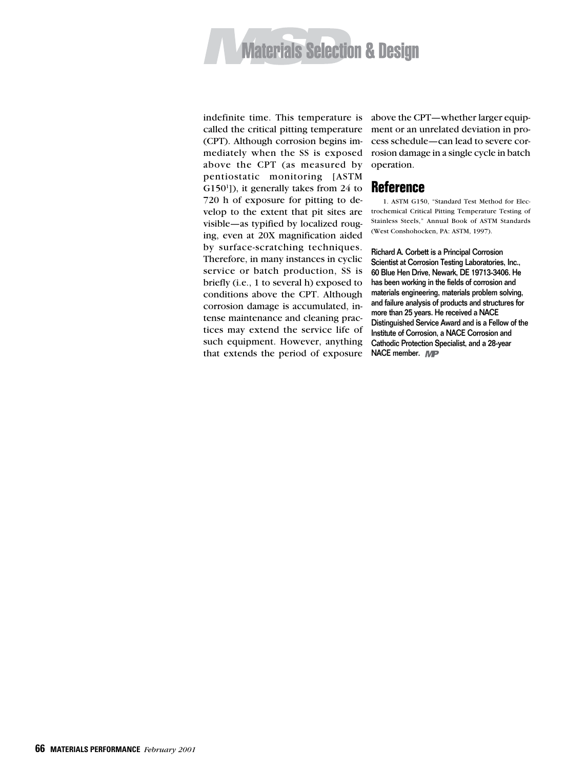indefinite time. This temperature is called the critical pitting temperature (CPT). Although corrosion begins immediately when the SS is exposed above the CPT (as measured by pentiostatic monitoring [ASTM G150[1]]), it generally takes from 24 to 720 h of exposure for pitting to develop to the extent that pit sites are visible—as typified by localized rouging, even at 20X magnification aided by surface-scratching techniques. Therefore, in many instances in cyclic service or batch production, SS is briefly (i.e., 1 to several h) exposed to conditions above the CPT. Although corrosion damage is accumulated, intense maintenance and cleaning practices may extend the service life of such equipment. However, anything that extends the period of exposure above the CPT—whether larger equipment or an unrelated deviation in process schedule—can lead to severe corrosion damage in a single cycle in batch operation.

## Reference

1. ASTM G150, "Standard Test Method for Electrochemical Critical Pitting Temperature Testing of Stainless Steels," Annual Book of ASTM Standards (West Conshohocken, PA: ASTM, 1997).

**Richard A. Corbett is a Principal Corrosion Scientist at Corrosion Testing Laboratories, Inc., 60 Blue Hen Drive, Newark, DE 19713-3406. He has been working in the fields of corrosion and materials engineering, materials problem solving, and failure analysis of products and structures for more than 25 years. He received a NACE Distinguished Service Award and is a Fellow of the Institute of Corrosion, a NACE Corrosion and Cathodic Protection Specialist, and a 28-year NACE member.**